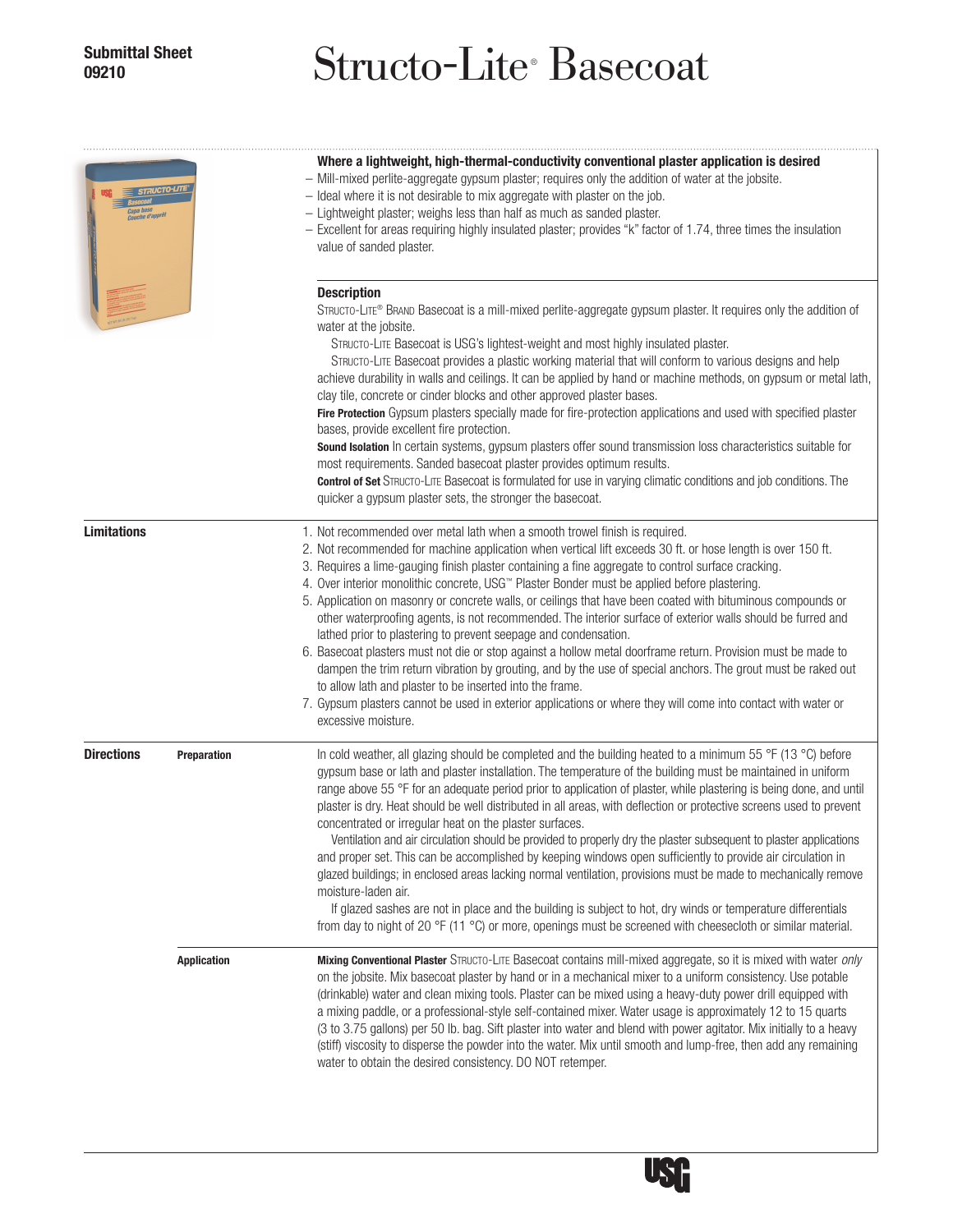**Submittal Sheet**
**09210**

# Structo-Lite® Basecoat

### Where a lightweight, high-thermal-conductivity conventional plaster application is desired

- Mill-mixed perlite-aggregate gypsum plaster; requires only the addition of water at the jobsite.
- Ideal where it is not desirable to mix aggregate with plaster on the job.
- Lightweight plaster; weighs less than half as much as sanded plaster.
- Excellent for areas requiring highly insulated plaster; provides "k" factor of 1.74, three times the insulation value of sanded plaster.

### Description

STRUCTO-LITE® BRAND Basecoat is a mill-mixed perlite-aggregate gypsum plaster. It requires only the addition of water at the jobsite.

STRUCTO-LITE Basecoat is USG's lightest-weight and most highly insulated plaster.

STRUCTO-LITE Basecoat provides a plastic working material that will conform to various designs and help achieve durability in walls and ceilings. It can be applied by hand or machine methods, on gypsum or metal lath, clay tile, concrete or cinder blocks and other approved plaster bases.

**Fire Protection** Gypsum plasters specially made for fire-protection applications and used with specified plaster bases, provide excellent fire protection.

**Sound Isolation** In certain systems, gypsum plasters offer sound transmission loss characteristics suitable for most requirements. Sanded basecoat plaster provides optimum results.

**Control of Set** STRUCTO-LITE Basecoat is formulated for use in varying climatic conditions and job conditions. The quicker a gypsum plaster sets, the stronger the basecoat.

## Limitations

1. Not recommended over metal lath when a smooth trowel finish is required.
2. Not recommended for machine application when vertical lift exceeds 30 ft. or hose length is over 150 ft.
3. Requires a lime-gauging finish plaster containing a fine aggregate to control surface cracking.
4. Over interior monolithic concrete, USG™ Plaster Bonder must be applied before plastering.
5. Application on masonry or concrete walls, or ceilings that have been coated with bituminous compounds or other waterproofing agents, is not recommended. The interior surface of exterior walls should be furred and lathed prior to plastering to prevent seepage and condensation.
6. Basecoat plasters must not die or stop against a hollow metal doorframe return. Provision must be made to dampen the trim return vibration by grouting, and by the use of special anchors. The grout must be raked out to allow lath and plaster to be inserted into the frame.
7. Gypsum plasters cannot be used in exterior applications or where they will come into contact with water or excessive moisture.

## Directions

### Preparation

In cold weather, all glazing should be completed and the building heated to a minimum 55 °F (13 °C) before gypsum base or lath and plaster installation. The temperature of the building must be maintained in uniform range above 55 °F for an adequate period prior to application of plaster, while plastering is being done, and until plaster is dry. Heat should be well distributed in all areas, with deflection or protective screens used to prevent concentrated or irregular heat on the plaster surfaces.

Ventilation and air circulation should be provided to properly dry the plaster subsequent to plaster applications and proper set. This can be accomplished by keeping windows open sufficiently to provide air circulation in glazed buildings; in enclosed areas lacking normal ventilation, provisions must be made to mechanically remove moisture-laden air.

If glazed sashes are not in place and the building is subject to hot, dry winds or temperature differentials from day to night of 20 °F (11 °C) or more, openings must be screened with cheesecloth or similar material.

### Application

**Mixing Conventional Plaster** STRUCTO-LITE Basecoat contains mill-mixed aggregate, so it is mixed with water *only* on the jobsite. Mix basecoat plaster by hand or in a mechanical mixer to a uniform consistency. Use potable (drinkable) water and clean mixing tools. Plaster can be mixed using a heavy-duty power drill equipped with a mixing paddle, or a professional-style self-contained mixer. Water usage is approximately 12 to 15 quarts (3 to 3.75 gallons) per 50 lb. bag. Sift plaster into water and blend with power agitator. Mix initially to a heavy (stiff) viscosity to disperse the powder into the water. Mix until smooth and lump-free, then add any remaining water to obtain the desired consistency. DO NOT retemper.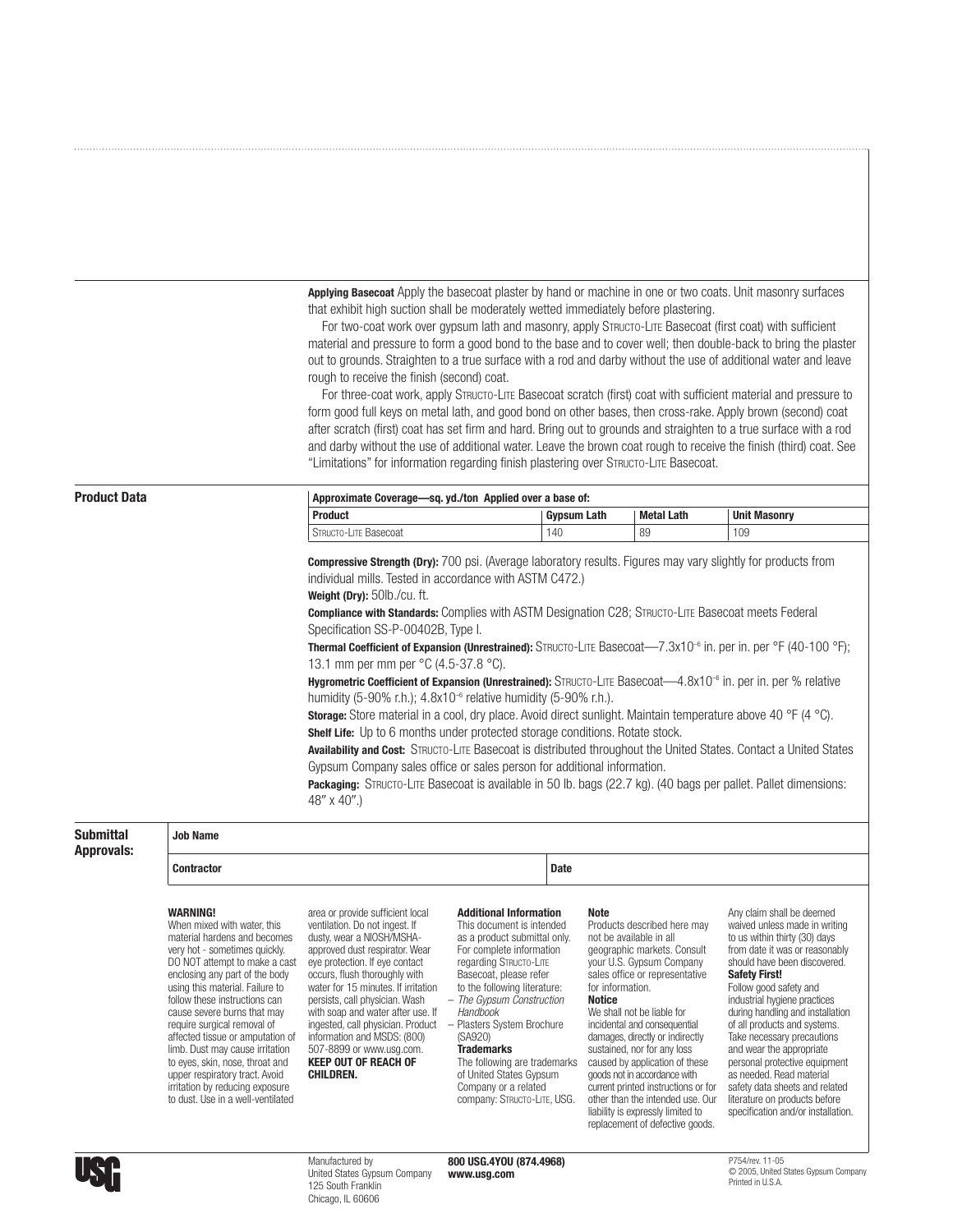**Applying Basecoat** Apply the basecoat plaster by hand or machine in one or two coats. Unit masonry surfaces that exhibit high suction shall be moderately wetted immediately before plastering.

For two-coat work over gypsum lath and masonry, apply STRUCTO-LITE Basecoat (first coat) with sufficient material and pressure to form a good bond to the base and to cover well; then double-back to bring the plaster out to grounds. Straighten to a true surface with a rod and darby without the use of additional water and leave rough to receive the finish (second) coat.

For three-coat work, apply STRUCTO-LITE Basecoat scratch (first) coat with sufficient material and pressure to form good full keys on metal lath, and good bond on other bases, then cross-rake. Apply brown (second) coat after scratch (first) coat has set firm and hard. Bring out to grounds and straighten to a true surface with a rod and darby without the use of additional water. Leave the brown coat rough to receive the finish (third) coat. See "Limitations" for information regarding finish plastering over STRUCTO-LITE Basecoat.

## Product Data

**Approximate Coverage—sq. yd./ton Applied over a base of:**

| Product | Gypsum Lath | Metal Lath | Unit Masonry |
|---|---|---|---|
| STRUCTO-LITE Basecoat | 140 | 89 | 109 |

**Compressive Strength (Dry):** 700 psi. (Average laboratory results. Figures may vary slightly for products from individual mills. Tested in accordance with ASTM C472.)

**Weight (Dry):** 50lb./cu. ft.

**Compliance with Standards:** Complies with ASTM Designation C28; STRUCTO-LITE Basecoat meets Federal Specification SS-P-00402B, Type I.

**Thermal Coefficient of Expansion (Unrestrained):** STRUCTO-LITE Basecoat—$7.3 \times 10^{-6}$ in. per in. per °F (40-100 °F); 13.1 mm per mm per °C (4.5-37.8 °C).

**Hygrometric Coefficient of Expansion (Unrestrained):** STRUCTO-LITE Basecoat—$4.8 \times 10^{-6}$ in. per in. per % relative humidity (5-90% r.h.); $4.8 \times 10^{-6}$ relative humidity (5-90% r.h.).

**Storage:** Store material in a cool, dry place. Avoid direct sunlight. Maintain temperature above 40 °F (4 °C).

**Shelf Life:** Up to 6 months under protected storage conditions. Rotate stock.

**Availability and Cost:** STRUCTO-LITE Basecoat is distributed throughout the United States. Contact a United States Gypsum Company sales office or sales person for additional information.

**Packaging:** STRUCTO-LITE Basecoat is available in 50 lb. bags (22.7 kg). (40 bags per pallet. Pallet dimensions: 48″ x 40″.)

## Submittal Approvals:

| **Job Name** | |
|---|---|
| **Contractor** | **Date** |

**WARNING!**
When mixed with water, this material hardens and becomes very hot - sometimes quickly. DO NOT attempt to make a cast enclosing any part of the body using this material. Failure to follow these instructions can cause severe burns that may require surgical removal of affected tissue or amputation of limb. Dust may cause irritation to eyes, skin, nose, throat and upper respiratory tract. Avoid irritation by reducing exposure to dust. Use in a well-ventilated area or provide sufficient local ventilation. Do not ingest. If dusty, wear a NIOSH/MSHA-approved dust respirator. Wear eye protection. If eye contact occurs, flush thoroughly with water for 15 minutes. If irritation persists, call physician. Wash with soap and water after use. If ingested, call physician. Product information and MSDS: (800) 507-8899 or www.usg.com.
**KEEP OUT OF REACH OF CHILDREN.**

**Additional Information**
This document is intended as a product submittal only. For complete information regarding STRUCTO-LITE Basecoat, please refer to the following literature:
– *The Gypsum Construction Handbook*
– Plasters System Brochure (SA920)

**Trademarks**
The following are trademarks of United States Gypsum Company or a related company: STRUCTO-LITE, USG.

**Note**
Products described here may not be available in all geographic markets. Consult your U.S. Gypsum Company sales office or representative for information.

**Notice**
We shall not be liable for incidental and consequential damages, directly or indirectly sustained, nor for any loss caused by application of these goods not in accordance with current printed instructions or for other than the intended use. Our liability is expressly limited to replacement of defective goods. Any claim shall be deemed waived unless made in writing to us within thirty (30) days from date it was or reasonably should have been discovered.

**Safety First!**
Follow good safety and industrial hygiene practices during handling and installation of all products and systems. Take necessary precautions and wear the appropriate personal protective equipment as needed. Read material safety data sheets and related literature on products before specification and/or installation.

USG

Manufactured by
United States Gypsum Company
125 South Franklin
Chicago, IL 60606

**800 USG.4YOU (874.4968)**
**www.usg.com**

P754/rev. 11-05
© 2005, United States Gypsum Company
Printed in U.S.A.